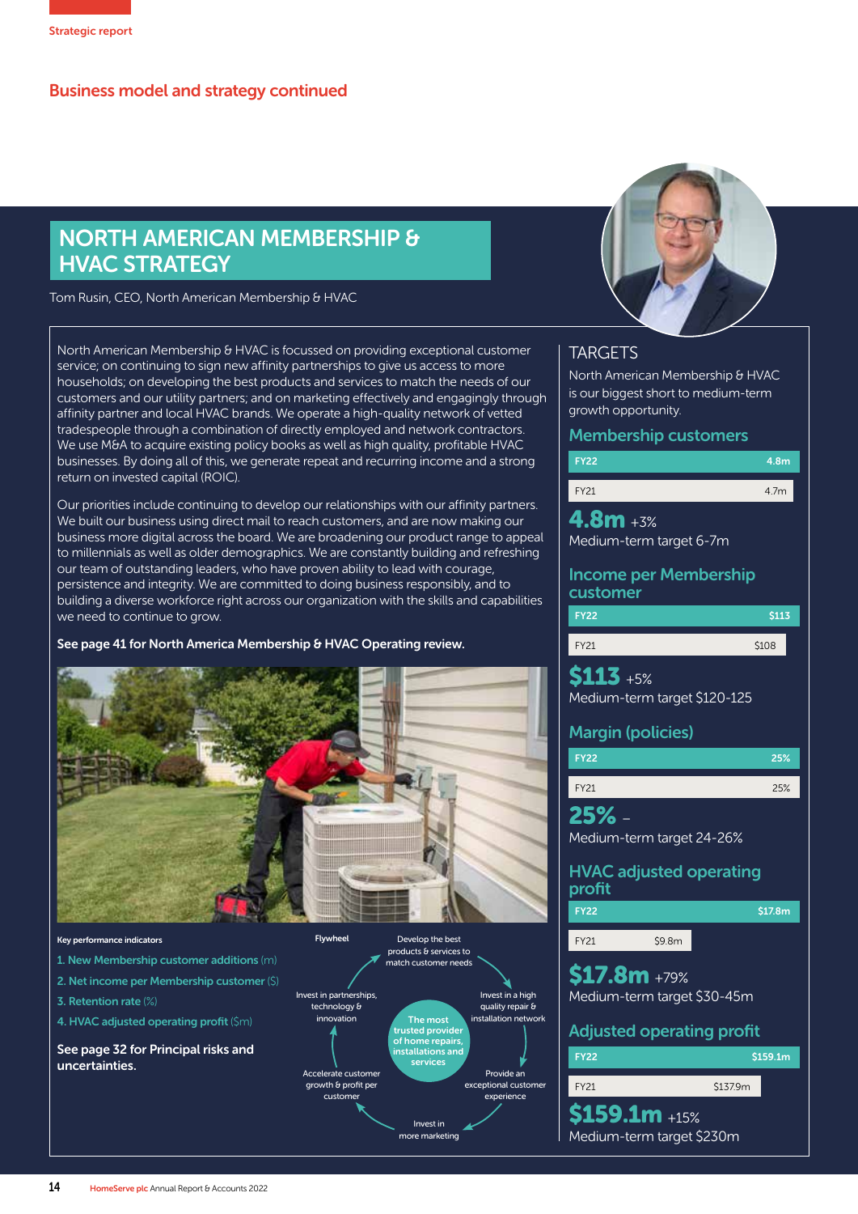## Business model and strategy continued

# NORTH AMERICAN MEMBERSHIP & HVAC STRATEGY

Tom Rusin, CEO, North American Membership & HVAC

North American Membership & HVAC is focussed on providing exceptional customer service; on continuing to sign new affinity partnerships to give us access to more households; on developing the best products and services to match the needs of our customers and our utility partners; and on marketing effectively and engagingly through affinity partner and local HVAC brands. We operate a high-quality network of vetted tradespeople through a combination of directly employed and network contractors. We use M&A to acquire existing policy books as well as high quality, profitable HVAC businesses. By doing all of this, we generate repeat and recurring income and a strong return on invested capital (ROIC).

Our priorities include continuing to develop our relationships with our affinity partners. We built our business using direct mail to reach customers, and are now making our business more digital across the board. We are broadening our product range to appeal to millennials as well as older demographics. We are constantly building and refreshing our team of outstanding leaders, who have proven ability to lead with courage, persistence and integrity. We are committed to doing business responsibly, and to building a diverse workforce right across our organization with the skills and capabilities we need to continue to grow.

**See page 41 for North America Membership & HVAC Operating review.**

**Key performance indicators**

1. New Membership customer additions (m)
2. Net income per Membership customer ($)
3. Retention rate (%)
4. HVAC adjusted operating profit ($m)

**See page 32 for Principal risks and uncertainties.**

**Flywheel**

The most trusted provider of home repairs, installations and services

- Develop the best products & services to match customer needs
- Invest in a high quality repair & installation network
- Provide an exceptional customer experience
- Invest in more marketing
- Accelerate customer growth & profit per customer
- Invest in partnerships, technology & innovation

## TARGETS

North American Membership & HVAC is our biggest short to medium-term growth opportunity.

### Membership customers

| | |
|---|---|
| FY22 | 4.8m |
| FY21 | 4.7m |

**4.8m** +3%
Medium-term target 6-7m

### Income per Membership customer

| | |
|---|---|
| FY22 | $113 |
| FY21 | $108 |

**$113** +5%
Medium-term target $120-125

### Margin (policies)

| | |
|---|---|
| FY22 | 25% |
| FY21 | 25% |

**25%** –
Medium-term target 24-26%

### HVAC adjusted operating profit

| | |
|---|---|
| FY22 | $17.8m |
| FY21 | $9.8m |

**$17.8m** +79%
Medium-term target $30-45m

### Adjusted operating profit

| | |
|---|---|
| FY22 | $159.1m |
| FY21 | $137.9m |

**$159.1m** +15%
Medium-term target $230m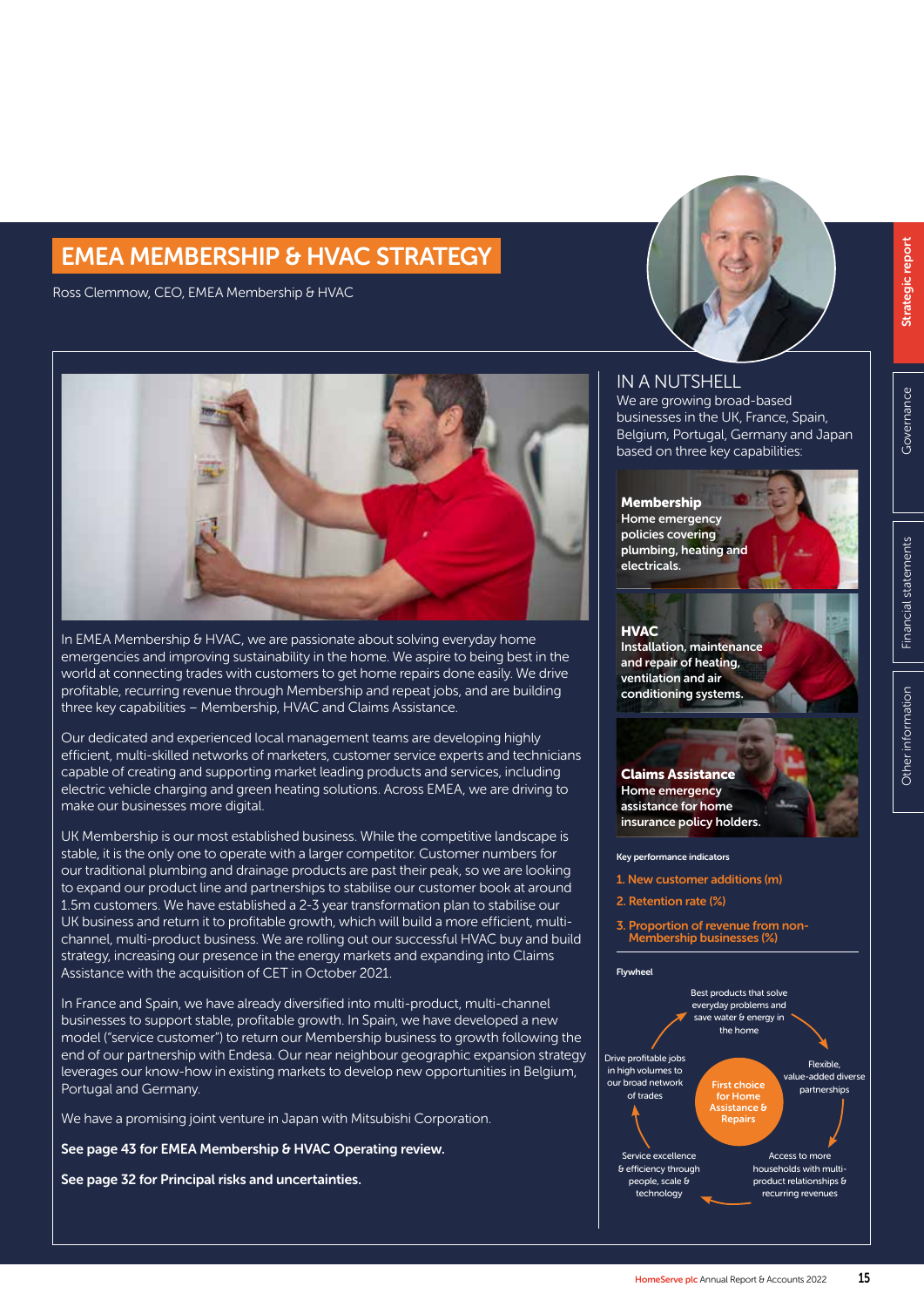# EMEA MEMBERSHIP & HVAC STRATEGY

Ross Clemmow, CEO, EMEA Membership & HVAC

In EMEA Membership & HVAC, we are passionate about solving everyday home emergencies and improving sustainability in the home. We aspire to being best in the world at connecting trades with customers to get home repairs done easily. We drive profitable, recurring revenue through Membership and repeat jobs, and are building three key capabilities – Membership, HVAC and Claims Assistance.

Our dedicated and experienced local management teams are developing highly efficient, multi-skilled networks of marketers, customer service experts and technicians capable of creating and supporting market leading products and services, including electric vehicle charging and green heating solutions. Across EMEA, we are driving to make our businesses more digital.

UK Membership is our most established business. While the competitive landscape is stable, it is the only one to operate with a larger competitor. Customer numbers for our traditional plumbing and drainage products are past their peak, so we are looking to expand our product line and partnerships to stabilise our customer book at around 1.5m customers. We have established a 2-3 year transformation plan to stabilise our UK business and return it to profitable growth, which will build a more efficient, multi-channel, multi-product business. We are rolling out our successful HVAC buy and build strategy, increasing our presence in the energy markets and expanding into Claims Assistance with the acquisition of CET in October 2021.

In France and Spain, we have already diversified into multi-product, multi-channel businesses to support stable, profitable growth. In Spain, we have developed a new model ("service customer") to return our Membership business to growth following the end of our partnership with Endesa. Our near neighbour geographic expansion strategy leverages our know-how in existing markets to develop new opportunities in Belgium, Portugal and Germany.

We have a promising joint venture in Japan with Mitsubishi Corporation.

**See page 43 for EMEA Membership & HVAC Operating review.**

**See page 32 for Principal risks and uncertainties.**

## IN A NUTSHELL

We are growing broad-based businesses in the UK, France, Spain, Belgium, Portugal, Germany and Japan based on three key capabilities:

**Membership**
**Home emergency policies covering plumbing, heating and electricals.**

**HVAC**
**Installation, maintenance and repair of heating, ventilation and air conditioning systems.**

**Claims Assistance**
**Home emergency assistance for home insurance policy holders.**

**Key performance indicators**

1. New customer additions (m)
2. Retention rate (%)
3. Proportion of revenue from non-Membership businesses (%)

**Flywheel**

First choice for Home Assistance & Repairs

- Best products that solve everyday problems and save water & energy in the home
- Flexible, value-added diverse partnerships
- Access to more households with multi-product relationships & recurring revenues
- Service excellence & efficiency through people, scale & technology
- Drive profitable jobs in high volumes to our broad network of trades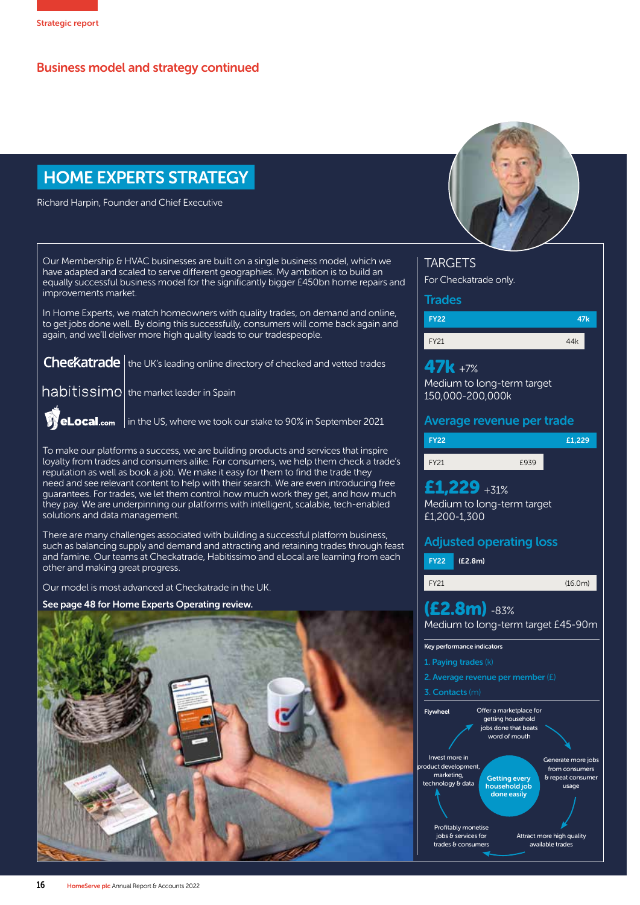Strategic report

## Business model and strategy continued

# HOME EXPERTS STRATEGY

Richard Harpin, Founder and Chief Executive

Our Membership & HVAC businesses are built on a single business model, which we have adapted and scaled to serve different geographies. My ambition is to build an equally successful business model for the significantly bigger £450bn home repairs and improvements market.

In Home Experts, we match homeowners with quality trades, on demand and online, to get jobs done well. By doing this successfully, consumers will come back again and again, and we'll deliver more high quality leads to our tradespeople.

**Checkatrade** | the UK's leading online directory of checked and vetted trades

**habitissimo** | the market leader in Spain

**eLocal.com** | in the US, where we took our stake to 90% in September 2021

To make our platforms a success, we are building products and services that inspire loyalty from trades and consumers alike. For consumers, we help them check a trade's reputation as well as book a job. We make it easy for them to find the trade they need and see relevant content to help with their search. We are even introducing free guarantees. For trades, we let them control how much work they get, and how much they pay. We are underpinning our platforms with intelligent, scalable, tech-enabled solutions and data management.

There are many challenges associated with building a successful platform business, such as balancing supply and demand and attracting and retaining trades through feast and famine. Our teams at Checkatrade, Habitissimo and eLocal are learning from each other and making great progress.

Our model is most advanced at Checkatrade in the UK.

**See page 48 for Home Experts Operating review.**

## TARGETS

For Checkatrade only.

### Trades

FY22 47k

FY21 44k

**47k** +7%

Medium to long-term target 150,000-200,000k

### Average revenue per trade

FY22 £1,229

FY21 £939

**£1,229** +31%

Medium to long-term target £1,200-1,300

### Adjusted operating loss

FY22 (£2.8m)

FY21 (16.0m)

**(£2.8m)** -83%

Medium to long-term target £45-90m

**Key performance indicators**

1. Paying trades (k)
2. Average revenue per member (£)
3. Contacts (m)

**Flywheel**

Getting every household job done easily

Offer a marketplace for getting household jobs done that beats word of mouth

Generate more jobs from consumers & repeat consumer usage

Attract more high quality available trades

Profitably monetise jobs & services for trades & consumers

Invest more in product development, marketing, technology & data